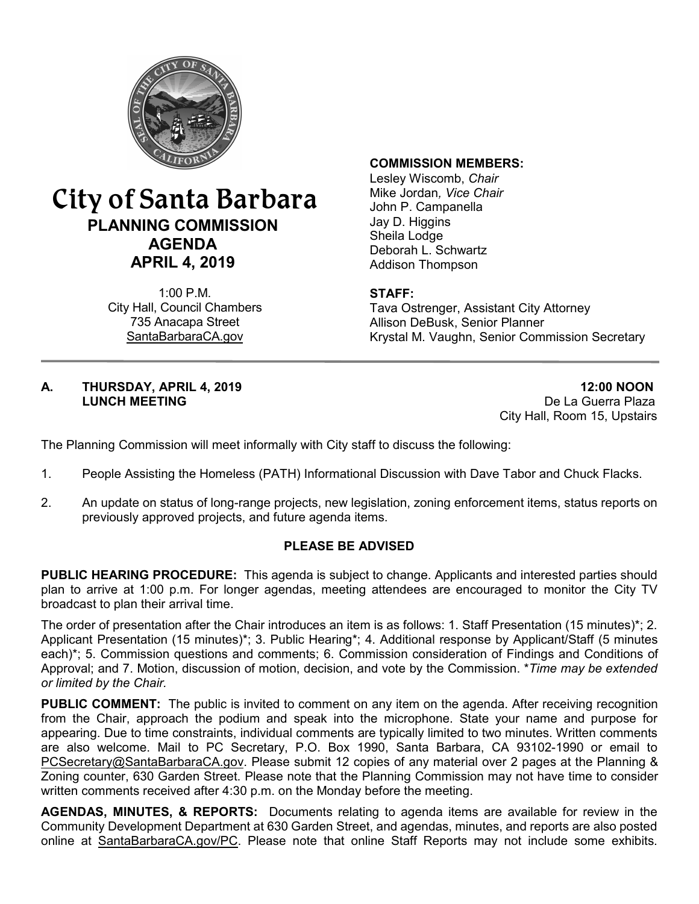# City of Santa Barbara

## PLANNING COMMISSION AGENDA

## APRIL 4, 2019

1:00 P.M.
City Hall, Council Chambers
735 Anacapa Street
SantaBarbaraCA.gov

**COMMISSION MEMBERS:**
Lesley Wiscomb, *Chair*
Mike Jordan*, Vice Chair*
John P. Campanella
Jay D. Higgins
Sheila Lodge
Deborah L. Schwartz
Addison Thompson

**STAFF:**
Tava Ostrenger, Assistant City Attorney
Allison DeBusk, Senior Planner
Krystal M. Vaughn, Senior Commission Secretary

---

**A. THURSDAY, APRIL 4, 2019 — 12:00 NOON**
**LUNCH MEETING**
De La Guerra Plaza
City Hall, Room 15, Upstairs

The Planning Commission will meet informally with City staff to discuss the following:

1. People Assisting the Homeless (PATH) Informational Discussion with Dave Tabor and Chuck Flacks.
2. An update on status of long-range projects, new legislation, zoning enforcement items, status reports on previously approved projects, and future agenda items.

**PLEASE BE ADVISED**

**PUBLIC HEARING PROCEDURE:** This agenda is subject to change. Applicants and interested parties should plan to arrive at 1:00 p.m. For longer agendas, meeting attendees are encouraged to monitor the City TV broadcast to plan their arrival time.

The order of presentation after the Chair introduces an item is as follows: 1. Staff Presentation (15 minutes)*; 2. Applicant Presentation (15 minutes)*; 3. Public Hearing*; 4. Additional response by Applicant/Staff (5 minutes each)*; 5. Commission questions and comments; 6. Commission consideration of Findings and Conditions of Approval; and 7. Motion, discussion of motion, decision, and vote by the Commission. **Time may be extended or limited by the Chair.*

**PUBLIC COMMENT:** The public is invited to comment on any item on the agenda. After receiving recognition from the Chair, approach the podium and speak into the microphone. State your name and purpose for appearing. Due to time constraints, individual comments are typically limited to two minutes. Written comments are also welcome. Mail to PC Secretary, P.O. Box 1990, Santa Barbara, CA 93102-1990 or email to PCSecretary@SantaBarbaraCA.gov. Please submit 12 copies of any material over 2 pages at the Planning & Zoning counter, 630 Garden Street. Please note that the Planning Commission may not have time to consider written comments received after 4:30 p.m. on the Monday before the meeting.

**AGENDAS, MINUTES, & REPORTS:** Documents relating to agenda items are available for review in the Community Development Department at 630 Garden Street, and agendas, minutes, and reports are also posted online at SantaBarbaraCA.gov/PC. Please note that online Staff Reports may not include some exhibits.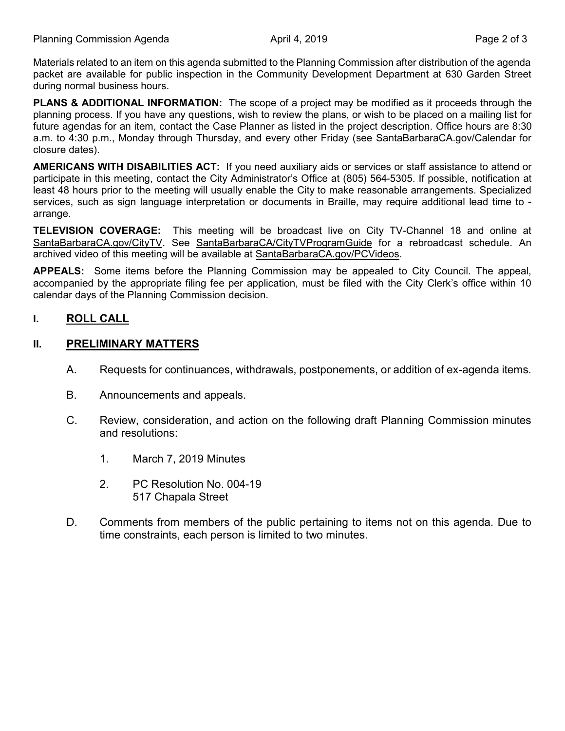Materials related to an item on this agenda submitted to the Planning Commission after distribution of the agenda packet are available for public inspection in the Community Development Department at 630 Garden Street during normal business hours.

**PLANS & ADDITIONAL INFORMATION:** The scope of a project may be modified as it proceeds through the planning process. If you have any questions, wish to review the plans, or wish to be placed on a mailing list for future agendas for an item, contact the Case Planner as listed in the project description. Office hours are 8:30 a.m. to 4:30 p.m., Monday through Thursday, and every other Friday (see SantaBarbaraCA.gov/Calendar for closure dates).

**AMERICANS WITH DISABILITIES ACT:** If you need auxiliary aids or services or staff assistance to attend or participate in this meeting, contact the City Administrator's Office at (805) 564-5305. If possible, notification at least 48 hours prior to the meeting will usually enable the City to make reasonable arrangements. Specialized services, such as sign language interpretation or documents in Braille, may require additional lead time to arrange.

**TELEVISION COVERAGE:** This meeting will be broadcast live on City TV-Channel 18 and online at SantaBarbaraCA.gov/CityTV. See SantaBarbaraCA/CityTVProgramGuide for a rebroadcast schedule. An archived video of this meeting will be available at SantaBarbaraCA.gov/PCVideos.

**APPEALS:** Some items before the Planning Commission may be appealed to City Council. The appeal, accompanied by the appropriate filing fee per application, must be filed with the City Clerk's office within 10 calendar days of the Planning Commission decision.

## I. ROLL CALL

## II. PRELIMINARY MATTERS

A. Requests for continuances, withdrawals, postponements, or addition of ex-agenda items.

B. Announcements and appeals.

C. Review, consideration, and action on the following draft Planning Commission minutes and resolutions:

1. March 7, 2019 Minutes

2. PC Resolution No. 004-19
   517 Chapala Street

D. Comments from members of the public pertaining to items not on this agenda. Due to time constraints, each person is limited to two minutes.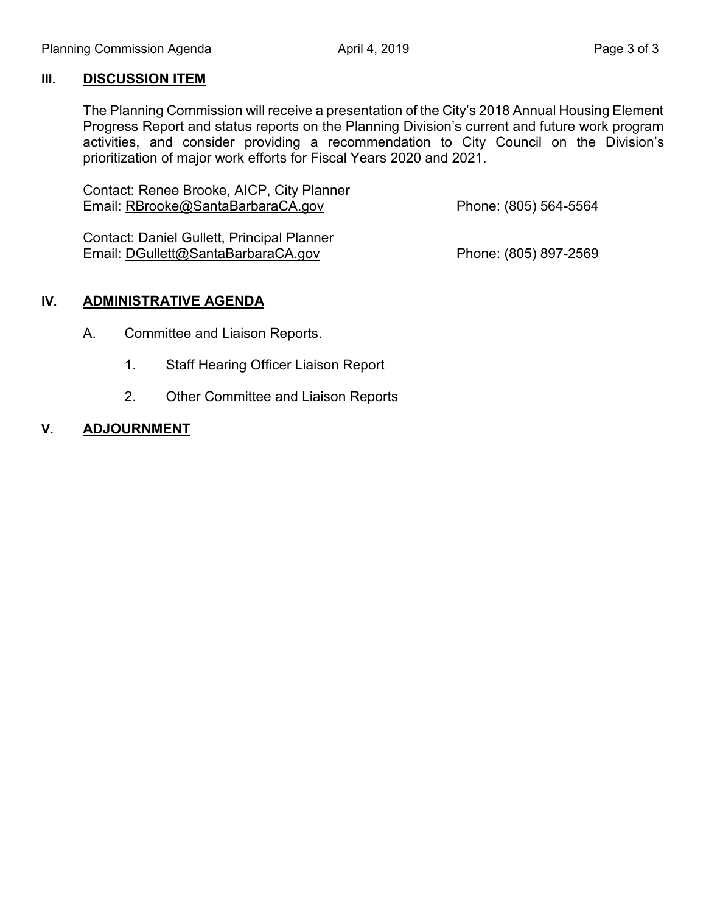## III. DISCUSSION ITEM

The Planning Commission will receive a presentation of the City's 2018 Annual Housing Element Progress Report and status reports on the Planning Division's current and future work program activities, and consider providing a recommendation to City Council on the Division's prioritization of major work efforts for Fiscal Years 2020 and 2021.

Contact: Renee Brooke, AICP, City Planner
Email: RBrooke@SantaBarbaraCA.gov Phone: (805) 564-5564

Contact: Daniel Gullett, Principal Planner
Email: DGullett@SantaBarbaraCA.gov Phone: (805) 897-2569

## IV. ADMINISTRATIVE AGENDA

A. Committee and Liaison Reports.

1. Staff Hearing Officer Liaison Report

2. Other Committee and Liaison Reports

## V. ADJOURNMENT